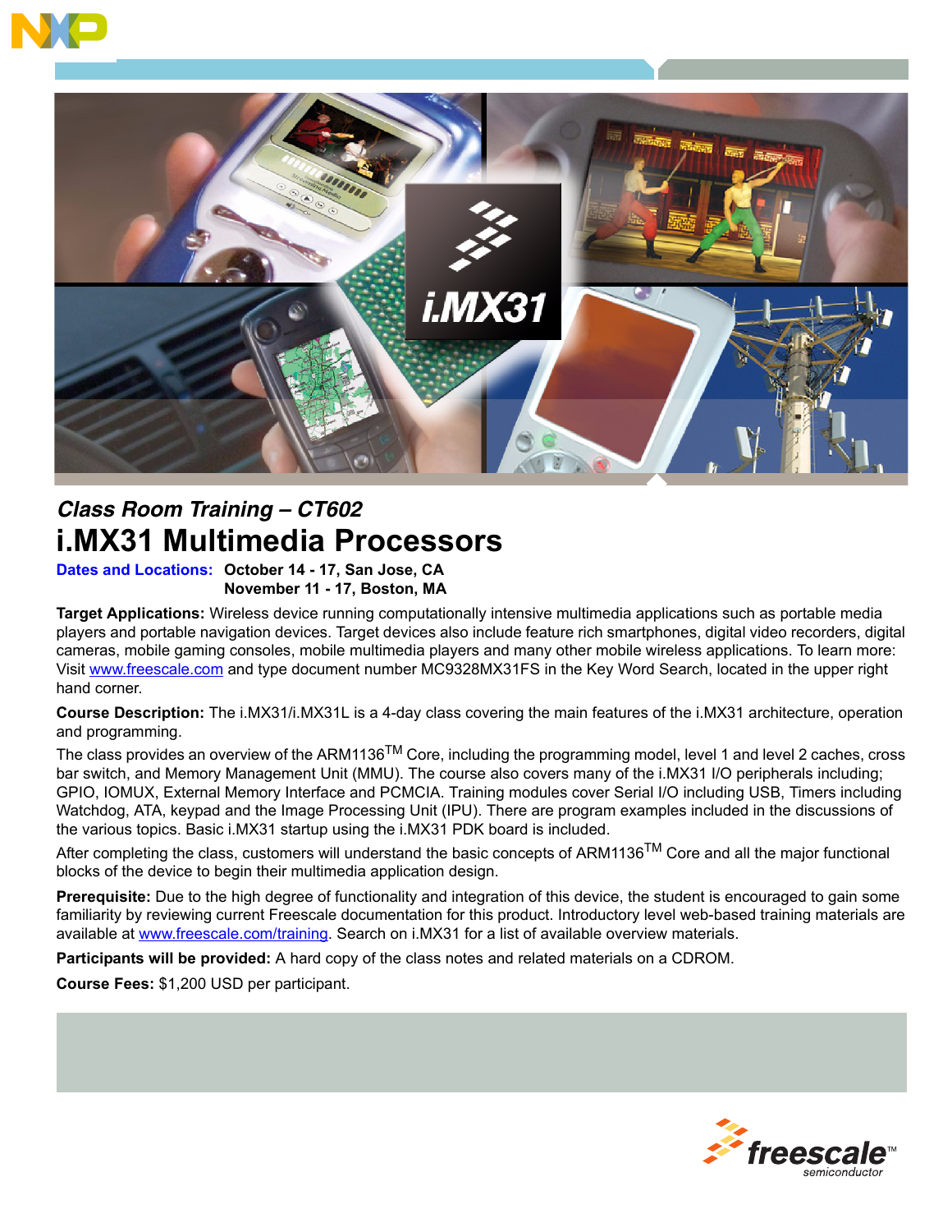*Class Room Training – CT602*

# i.MX31 Multimedia Processors

**Dates and Locations:** **October 14 - 17, San Jose, CA**
**November 11 - 17, Boston, MA**

**Target Applications:** Wireless device running computationally intensive multimedia applications such as portable media players and portable navigation devices. Target devices also include feature rich smartphones, digital video recorders, digital cameras, mobile gaming consoles, mobile multimedia players and many other mobile wireless applications. To learn more: Visit www.freescale.com and type document number MC9328MX31FS in the Key Word Search, located in the upper right hand corner.

**Course Description:** The i.MX31/i.MX31L is a 4-day class covering the main features of the i.MX31 architecture, operation and programming.

The class provides an overview of the ARM1136™ Core, including the programming model, level 1 and level 2 caches, cross bar switch, and Memory Management Unit (MMU). The course also covers many of the i.MX31 I/O peripherals including; GPIO, IOMUX, External Memory Interface and PCMCIA. Training modules cover Serial I/O including USB, Timers including Watchdog, ATA, keypad and the Image Processing Unit (IPU). There are program examples included in the discussions of the various topics. Basic i.MX31 startup using the i.MX31 PDK board is included.

After completing the class, customers will understand the basic concepts of ARM1136™ Core and all the major functional blocks of the device to begin their multimedia application design.

**Prerequisite:** Due to the high degree of functionality and integration of this device, the student is encouraged to gain some familiarity by reviewing current Freescale documentation for this product. Introductory level web-based training materials are available at www.freescale.com/training. Search on i.MX31 for a list of available overview materials.

**Participants will be provided:** A hard copy of the class notes and related materials on a CDROM.

**Course Fees:** $1,200 USD per participant.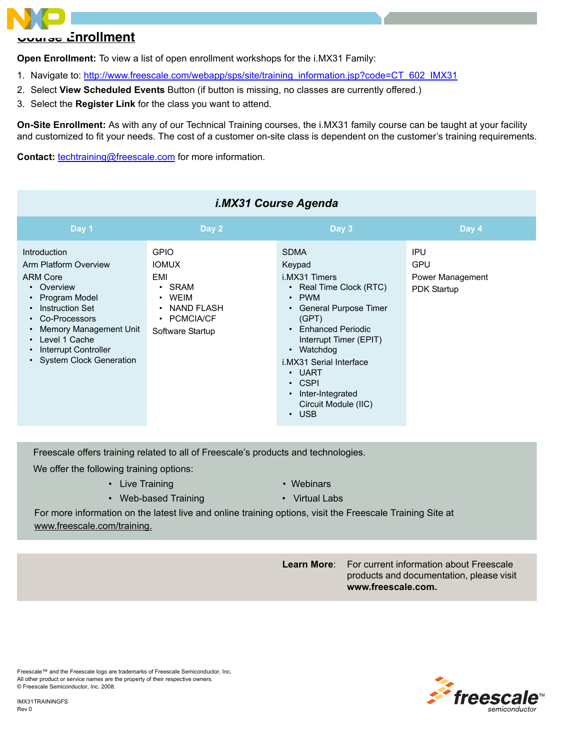## Course Enrollment

**Open Enrollment:** To view a list of open enrollment workshops for the i.MX31 Family:

1. Navigate to: http://www.freescale.com/webapp/sps/site/training_information.jsp?code=CT_602_IMX31
2. Select **View Scheduled Events** Button (if button is missing, no classes are currently offered.)
3. Select the **Register Link** for the class you want to attend.

**On-Site Enrollment:** As with any of our Technical Training courses, the i.MX31 family course can be taught at your facility and customized to fit your needs. The cost of a customer on-site class is dependent on the customer's training requirements.

**Contact:** techtraining@freescale.com for more information.

### *i.MX31 Course Agenda*

| Day 1 | Day 2 | Day 3 | Day 4 |
|---|---|---|---|
| Introduction<br>Arm Platform Overview<br>ARM Core<br>• Overview<br>• Program Model<br>• Instruction Set<br>• Co-Processors<br>• Memory Management Unit<br>• Level 1 Cache<br>• Interrupt Controller<br>• System Clock Generation | GPIO<br>IOMUX<br>EMI<br>• SRAM<br>• WEIM<br>• NAND FLASH<br>• PCMCIA/CF<br>Software Startup | SDMA<br>Keypad<br>i.MX31 Timers<br>• Real Time Clock (RTC)<br>• PWM<br>• General Purpose Timer (GPT)<br>• Enhanced Periodic Interrupt Timer (EPIT)<br>• Watchdog<br>i.MX31 Serial Interface<br>• UART<br>• CSPI<br>• Inter-Integrated Circuit Module (IIC)<br>• USB | IPU<br>GPU<br>Power Management<br>PDK Startup |

Freescale offers training related to all of Freescale's products and technologies.

We offer the following training options:

- Live Training
- Web-based Training
- Webinars
- Virtual Labs

For more information on the latest live and online training options, visit the Freescale Training Site at www.freescale.com/training.

**Learn More**: For current information about Freescale products and documentation, please visit **www.freescale.com.**

Freescale™ and the Freescale logo are trademarks of Freescale Semiconductor, Inc.
All other product or service names are the property of their respective owners.
© Freescale Semiconductor, Inc. 2008.

IMX31TRAININGFS
Rev 0